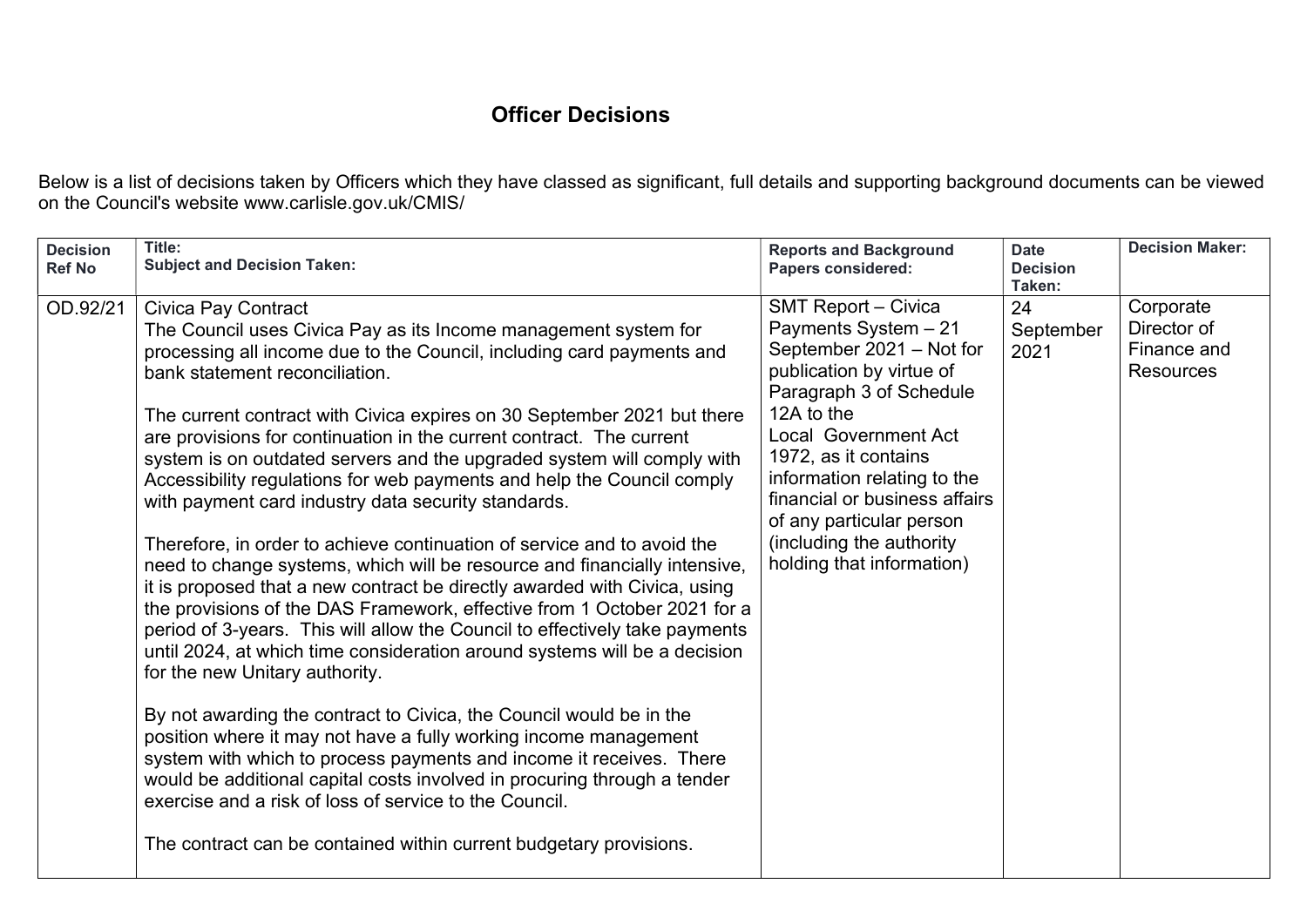# Officer Decisions

Below is a list of decisions taken by Officers which they have classed as significant, full details and supporting background documents can be viewed on the Council's website www.carlisle.gov.uk/CMIS/

| Decision Ref No | Title: Subject and Decision Taken: | Reports and Background Papers considered: | Date Decision Taken: | Decision Maker: |
|---|---|---|---|---|
| OD.92/21 | Civica Pay Contract<br>The Council uses Civica Pay as its Income management system for processing all income due to the Council, including card payments and bank statement reconciliation.<br><br>The current contract with Civica expires on 30 September 2021 but there are provisions for continuation in the current contract. The current system is on outdated servers and the upgraded system will comply with Accessibility regulations for web payments and help the Council comply with payment card industry data security standards.<br><br>Therefore, in order to achieve continuation of service and to avoid the need to change systems, which will be resource and financially intensive, it is proposed that a new contract be directly awarded with Civica, using the provisions of the DAS Framework, effective from 1 October 2021 for a period of 3-years. This will allow the Council to effectively take payments until 2024, at which time consideration around systems will be a decision for the new Unitary authority.<br><br>By not awarding the contract to Civica, the Council would be in the position where it may not have a fully working income management system with which to process payments and income it receives. There would be additional capital costs involved in procuring through a tender exercise and a risk of loss of service to the Council.<br><br>The contract can be contained within current budgetary provisions. | SMT Report – Civica Payments System – 21 September 2021 – Not for publication by virtue of Paragraph 3 of Schedule 12A to the Local Government Act 1972, as it contains information relating to the financial or business affairs of any particular person (including the authority holding that information) | 24 September 2021 | Corporate Director of Finance and Resources |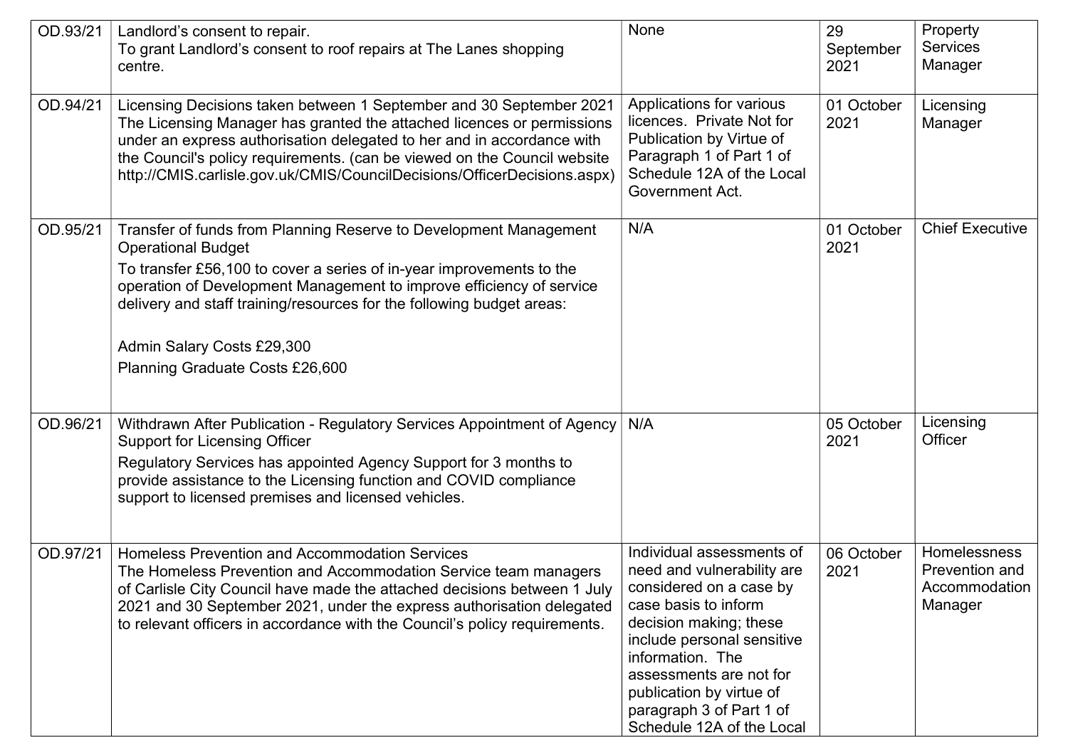| | | | | |
|---|---|---|---|---|
| OD.93/21 | Landlord's consent to repair.<br>To grant Landlord's consent to roof repairs at The Lanes shopping centre. | None | 29 September 2021 | Property Services Manager |
| OD.94/21 | Licensing Decisions taken between 1 September and 30 September 2021<br>The Licensing Manager has granted the attached licences or permissions under an express authorisation delegated to her and in accordance with the Council's policy requirements. (can be viewed on the Council website http://CMIS.carlisle.gov.uk/CMIS/CouncilDecisions/OfficerDecisions.aspx) | Applications for various licences. Private Not for Publication by Virtue of Paragraph 1 of Part 1 of Schedule 12A of the Local Government Act. | 01 October 2021 | Licensing Manager |
| OD.95/21 | Transfer of funds from Planning Reserve to Development Management Operational Budget<br>To transfer £56,100 to cover a series of in-year improvements to the operation of Development Management to improve efficiency of service delivery and staff training/resources for the following budget areas:<br><br>Admin Salary Costs £29,300<br>Planning Graduate Costs £26,600 | N/A | 01 October 2021 | Chief Executive |
| OD.96/21 | Withdrawn After Publication - Regulatory Services Appointment of Agency Support for Licensing Officer<br>Regulatory Services has appointed Agency Support for 3 months to provide assistance to the Licensing function and COVID compliance support to licensed premises and licensed vehicles. | N/A | 05 October 2021 | Licensing Officer |
| OD.97/21 | Homeless Prevention and Accommodation Services<br>The Homeless Prevention and Accommodation Service team managers of Carlisle City Council have made the attached decisions between 1 July 2021 and 30 September 2021, under the express authorisation delegated to relevant officers in accordance with the Council's policy requirements. | Individual assessments of need and vulnerability are considered on a case by case basis to inform decision making; these include personal sensitive information. The assessments are not for publication by virtue of paragraph 3 of Part 1 of Schedule 12A of the Local | 06 October 2021 | Homelessness Prevention and Accommodation Manager |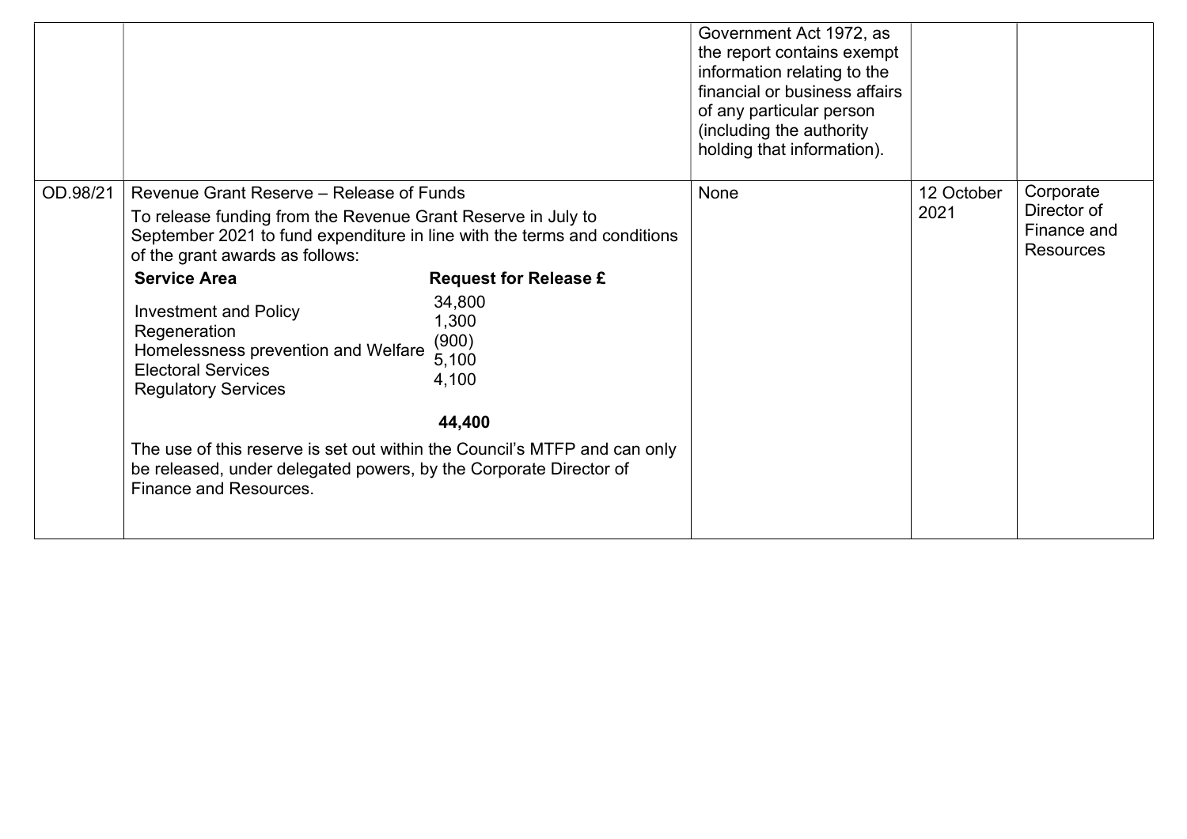| | | | | |
|---|---|---|---|---|
| | | Government Act 1972, as the report contains exempt information relating to the financial or business affairs of any particular person (including the authority holding that information). | | |
| OD.98/21 | Revenue Grant Reserve – Release of Funds<br><br>To release funding from the Revenue Grant Reserve in July to September 2021 to fund expenditure in line with the terms and conditions of the grant awards as follows:<br><br>**Service Area** / **Request for Release £**<br>Investment and Policy: 34,800<br>Regeneration: 1,300<br>Homelessness prevention and Welfare: (900)<br>Electoral Services: 5,100<br>Regulatory Services: 4,100<br>**44,400**<br><br>The use of this reserve is set out within the Council's MTFP and can only be released, under delegated powers, by the Corporate Director of Finance and Resources. | None | 12 October 2021 | Corporate Director of Finance and Resources |